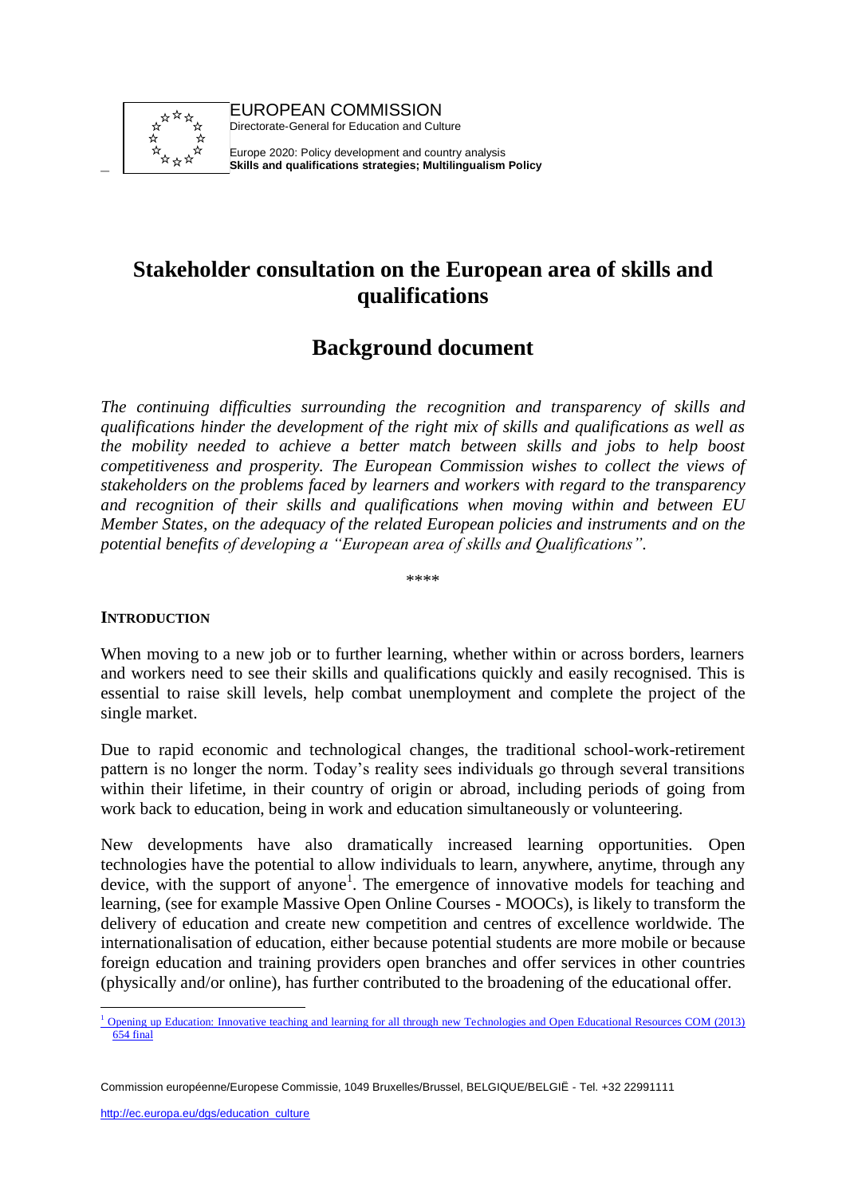EUROPEAN COMMISSION
Directorate-General for Education and Culture

Europe 2020: Policy development and country analysis
**Skills and qualifications strategies; Multilingualism Policy**

# Stakeholder consultation on the European area of skills and qualifications

# Background document

*The continuing difficulties surrounding the recognition and transparency of skills and qualifications hinder the development of the right mix of skills and qualifications as well as the mobility needed to achieve a better match between skills and jobs to help boost competitiveness and prosperity. The European Commission wishes to collect the views of stakeholders on the problems faced by learners and workers with regard to the transparency and recognition of their skills and qualifications when moving within and between EU Member States, on the adequacy of the related European policies and instruments and on the potential benefits of developing a "European area of skills and Qualifications".*

\*\*\*\*

## INTRODUCTION

When moving to a new job or to further learning, whether within or across borders, learners and workers need to see their skills and qualifications quickly and easily recognised. This is essential to raise skill levels, help combat unemployment and complete the project of the single market.

Due to rapid economic and technological changes, the traditional school-work-retirement pattern is no longer the norm. Today's reality sees individuals go through several transitions within their lifetime, in their country of origin or abroad, including periods of going from work back to education, being in work and education simultaneously or volunteering.

New developments have also dramatically increased learning opportunities. Open technologies have the potential to allow individuals to learn, anywhere, anytime, through any device, with the support of anyone[1]. The emergence of innovative models for teaching and learning, (see for example Massive Open Online Courses - MOOCs), is likely to transform the delivery of education and create new competition and centres of excellence worldwide. The internationalisation of education, either because potential students are more mobile or because foreign education and training providers open branches and offer services in other countries (physically and/or online), has further contributed to the broadening of the educational offer.

[1] Opening up Education: Innovative teaching and learning for all through new Technologies and Open Educational Resources COM (2013) 654 final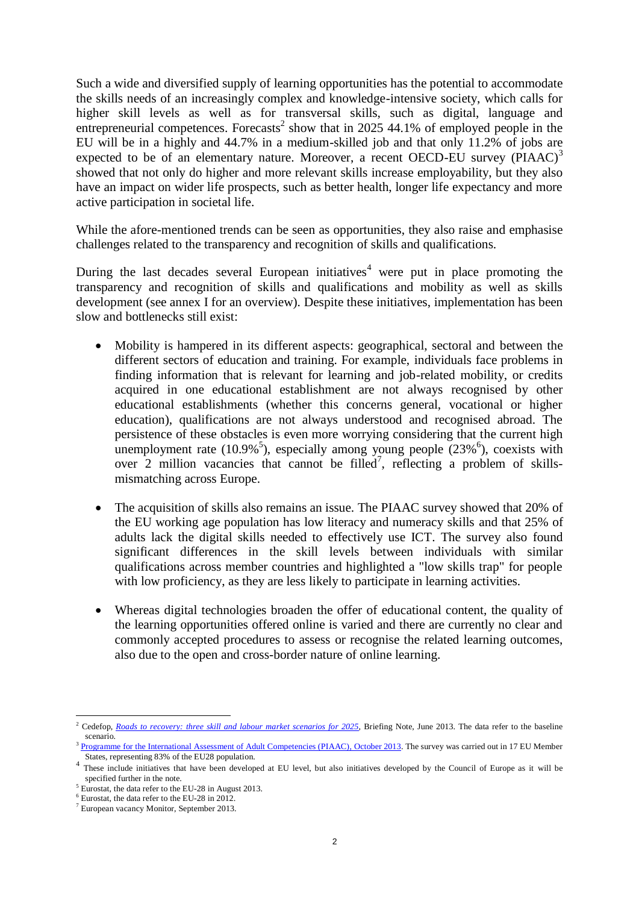Such a wide and diversified supply of learning opportunities has the potential to accommodate the skills needs of an increasingly complex and knowledge-intensive society, which calls for higher skill levels as well as for transversal skills, such as digital, language and entrepreneurial competences. Forecasts[2] show that in 2025 44.1% of employed people in the EU will be in a highly and 44.7% in a medium-skilled job and that only 11.2% of jobs are expected to be of an elementary nature. Moreover, a recent OECD-EU survey (PIAAC)[3] showed that not only do higher and more relevant skills increase employability, but they also have an impact on wider life prospects, such as better health, longer life expectancy and more active participation in societal life.

While the afore-mentioned trends can be seen as opportunities, they also raise and emphasise challenges related to the transparency and recognition of skills and qualifications.

During the last decades several European initiatives[4] were put in place promoting the transparency and recognition of skills and qualifications and mobility as well as skills development (see annex I for an overview). Despite these initiatives, implementation has been slow and bottlenecks still exist:

- Mobility is hampered in its different aspects: geographical, sectoral and between the different sectors of education and training. For example, individuals face problems in finding information that is relevant for learning and job-related mobility, or credits acquired in one educational establishment are not always recognised by other educational establishments (whether this concerns general, vocational or higher education), qualifications are not always understood and recognised abroad. The persistence of these obstacles is even more worrying considering that the current high unemployment rate (10.9%[5]), especially among young people (23%[6]), coexists with over 2 million vacancies that cannot be filled[7], reflecting a problem of skills-mismatching across Europe.

- The acquisition of skills also remains an issue. The PIAAC survey showed that 20% of the EU working age population has low literacy and numeracy skills and that 25% of adults lack the digital skills needed to effectively use ICT. The survey also found significant differences in the skill levels between individuals with similar qualifications across member countries and highlighted a "low skills trap" for people with low proficiency, as they are less likely to participate in learning activities.

- Whereas digital technologies broaden the offer of educational content, the quality of the learning opportunities offered online is varied and there are currently no clear and commonly accepted procedures to assess or recognise the related learning outcomes, also due to the open and cross-border nature of online learning.

---

[2] Cedefop, *Roads to recovery: three skill and labour market scenarios for 2025*, Briefing Note, June 2013. The data refer to the baseline scenario.

[3] Programme for the International Assessment of Adult Competencies (PIAAC), October 2013. The survey was carried out in 17 EU Member States, representing 83% of the EU28 population.

[4] These include initiatives that have been developed at EU level, but also initiatives developed by the Council of Europe as it will be specified further in the note.

[5] Eurostat, the data refer to the EU-28 in August 2013.

[6] Eurostat, the data refer to the EU-28 in 2012.

[7] European vacancy Monitor, September 2013.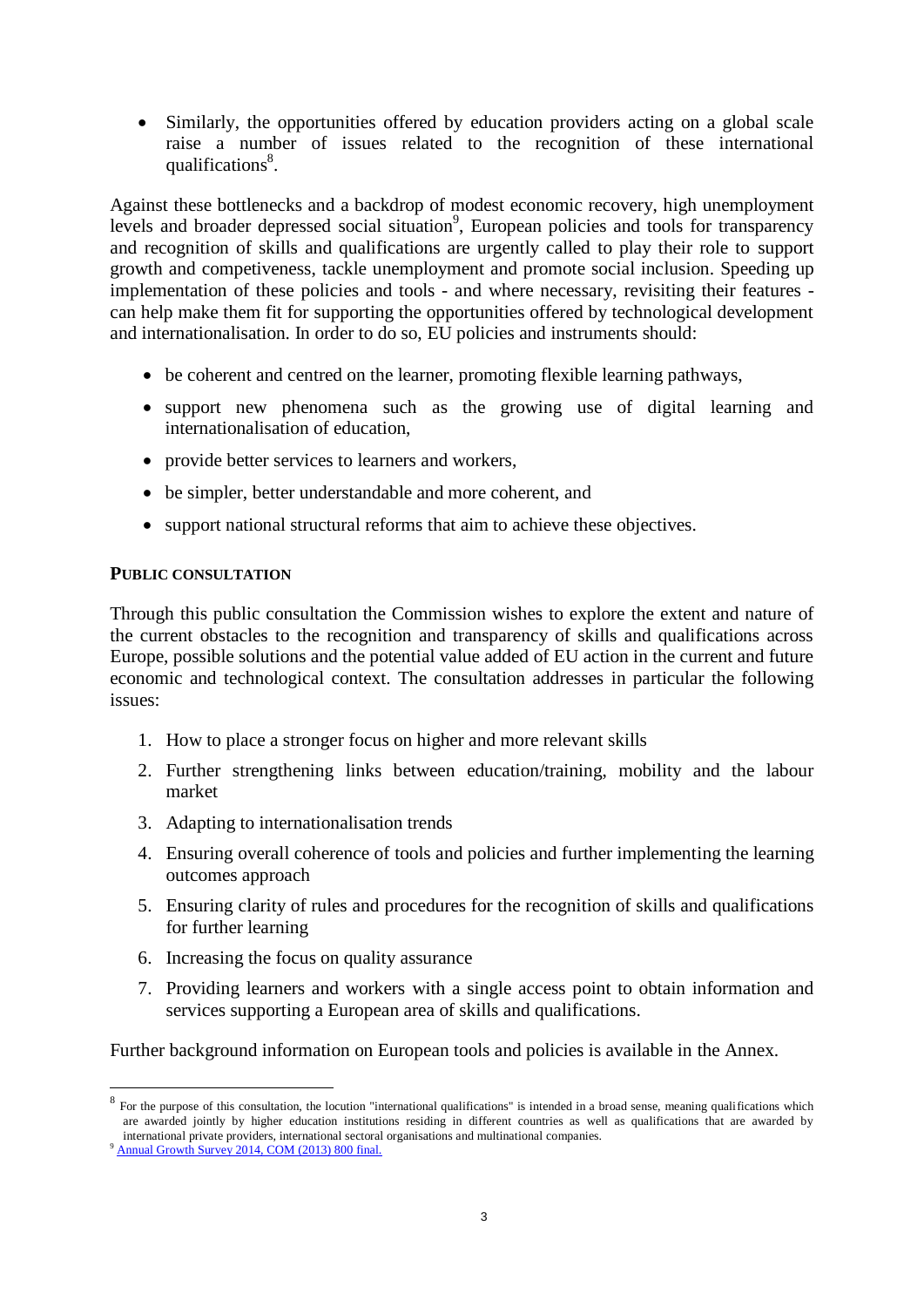- Similarly, the opportunities offered by education providers acting on a global scale raise a number of issues related to the recognition of these international qualifications[8].

Against these bottlenecks and a backdrop of modest economic recovery, high unemployment levels and broader depressed social situation[9], European policies and tools for transparency and recognition of skills and qualifications are urgently called to play their role to support growth and competiveness, tackle unemployment and promote social inclusion. Speeding up implementation of these policies and tools - and where necessary, revisiting their features - can help make them fit for supporting the opportunities offered by technological development and internationalisation. In order to do so, EU policies and instruments should:

- be coherent and centred on the learner, promoting flexible learning pathways,
- support new phenomena such as the growing use of digital learning and internationalisation of education,
- provide better services to learners and workers,
- be simpler, better understandable and more coherent, and
- support national structural reforms that aim to achieve these objectives.

## PUBLIC CONSULTATION

Through this public consultation the Commission wishes to explore the extent and nature of the current obstacles to the recognition and transparency of skills and qualifications across Europe, possible solutions and the potential value added of EU action in the current and future economic and technological context. The consultation addresses in particular the following issues:

1. How to place a stronger focus on higher and more relevant skills
2. Further strengthening links between education/training, mobility and the labour market
3. Adapting to internationalisation trends
4. Ensuring overall coherence of tools and policies and further implementing the learning outcomes approach
5. Ensuring clarity of rules and procedures for the recognition of skills and qualifications for further learning
6. Increasing the focus on quality assurance
7. Providing learners and workers with a single access point to obtain information and services supporting a European area of skills and qualifications.

Further background information on European tools and policies is available in the Annex.

---

[8] For the purpose of this consultation, the locution "international qualifications" is intended in a broad sense, meaning qualifications which are awarded jointly by higher education institutions residing in different countries as well as qualifications that are awarded by international private providers, international sectoral organisations and multinational companies.

[9] Annual Growth Survey 2014, COM (2013) 800 final.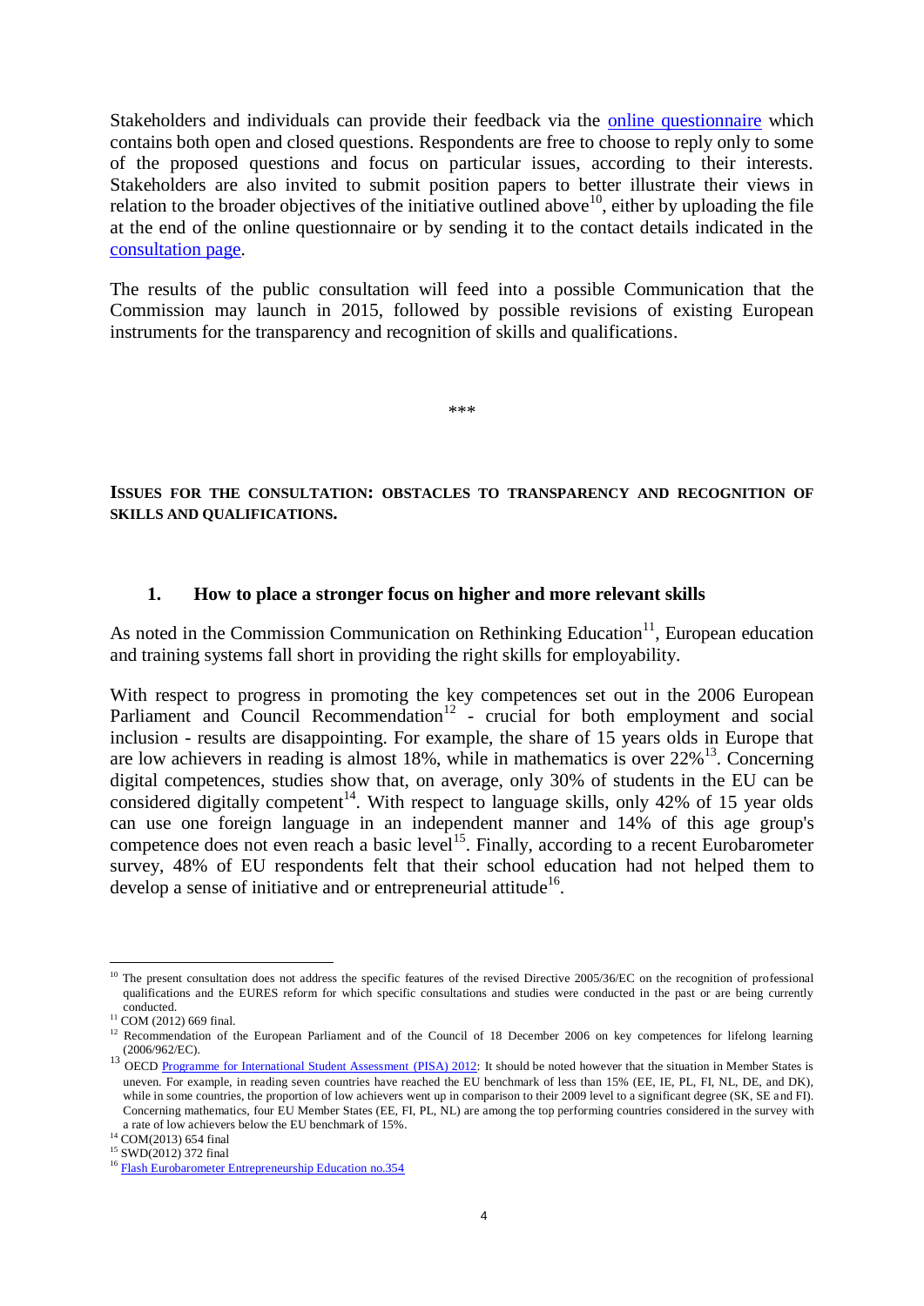Stakeholders and individuals can provide their feedback via the online questionnaire which contains both open and closed questions. Respondents are free to choose to reply only to some of the proposed questions and focus on particular issues, according to their interests. Stakeholders are also invited to submit position papers to better illustrate their views in relation to the broader objectives of the initiative outlined above[10], either by uploading the file at the end of the online questionnaire or by sending it to the contact details indicated in the consultation page.

The results of the public consultation will feed into a possible Communication that the Commission may launch in 2015, followed by possible revisions of existing European instruments for the transparency and recognition of skills and qualifications.

***

## ISSUES FOR THE CONSULTATION: OBSTACLES TO TRANSPARENCY AND RECOGNITION OF SKILLS AND QUALIFICATIONS.

### 1. How to place a stronger focus on higher and more relevant skills

As noted in the Commission Communication on Rethinking Education[11], European education and training systems fall short in providing the right skills for employability.

With respect to progress in promoting the key competences set out in the 2006 European Parliament and Council Recommendation[12] - crucial for both employment and social inclusion - results are disappointing. For example, the share of 15 years olds in Europe that are low achievers in reading is almost 18%, while in mathematics is over 22%[13]. Concerning digital competences, studies show that, on average, only 30% of students in the EU can be considered digitally competent[14]. With respect to language skills, only 42% of 15 year olds can use one foreign language in an independent manner and 14% of this age group's competence does not even reach a basic level[15]. Finally, according to a recent Eurobarometer survey, 48% of EU respondents felt that their school education had not helped them to develop a sense of initiative and or entrepreneurial attitude[16].

---

[10] The present consultation does not address the specific features of the revised Directive 2005/36/EC on the recognition of professional qualifications and the EURES reform for which specific consultations and studies were conducted in the past or are being currently conducted.

[11] COM (2012) 669 final.

[12] Recommendation of the European Parliament and of the Council of 18 December 2006 on key competences for lifelong learning (2006/962/EC).

[13] OECD Programme for International Student Assessment (PISA) 2012: It should be noted however that the situation in Member States is uneven. For example, in reading seven countries have reached the EU benchmark of less than 15% (EE, IE, PL, FI, NL, DE, and DK), while in some countries, the proportion of low achievers went up in comparison to their 2009 level to a significant degree (SK, SE and FI). Concerning mathematics, four EU Member States (EE, FI, PL, NL) are among the top performing countries considered in the survey with a rate of low achievers below the EU benchmark of 15%.

[14] COM(2013) 654 final

[15] SWD(2012) 372 final

[16] Flash Eurobarometer Entrepreneurship Education no.354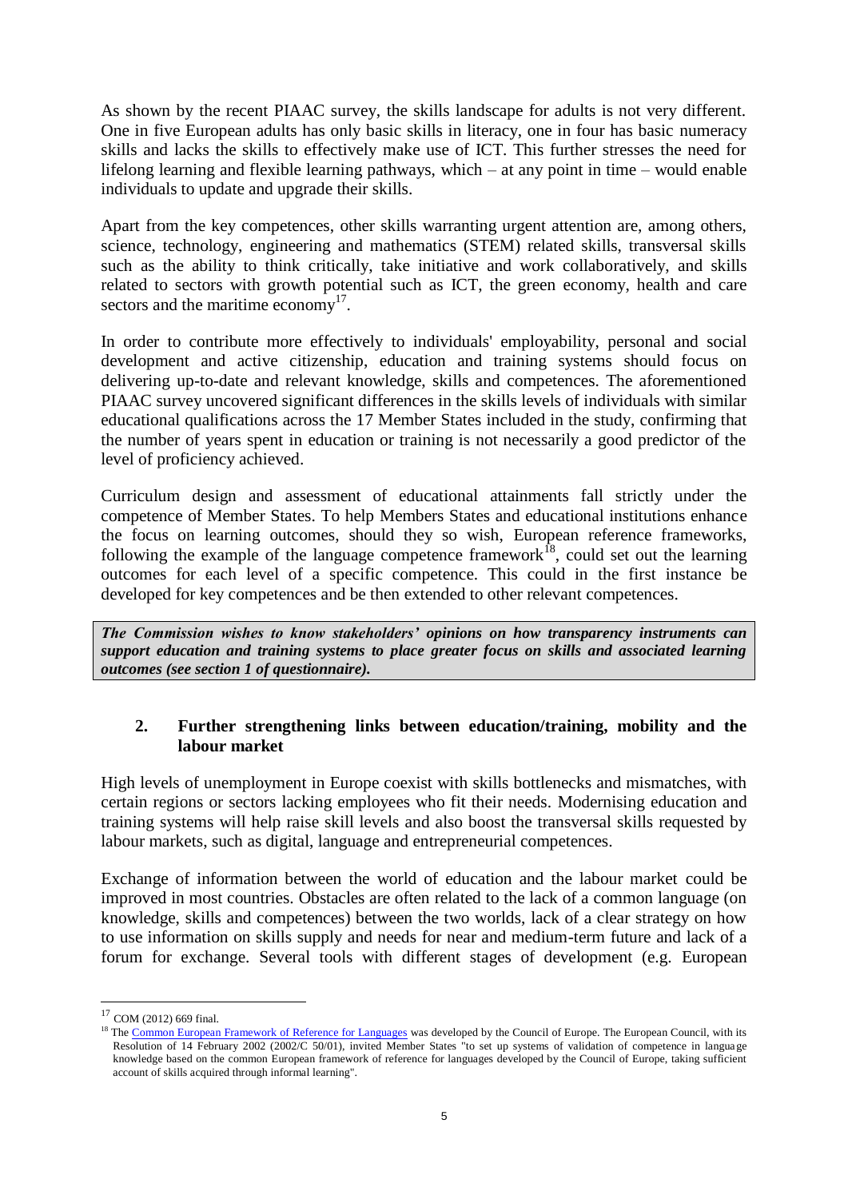As shown by the recent PIAAC survey, the skills landscape for adults is not very different. One in five European adults has only basic skills in literacy, one in four has basic numeracy skills and lacks the skills to effectively make use of ICT. This further stresses the need for lifelong learning and flexible learning pathways, which – at any point in time – would enable individuals to update and upgrade their skills.

Apart from the key competences, other skills warranting urgent attention are, among others, science, technology, engineering and mathematics (STEM) related skills, transversal skills such as the ability to think critically, take initiative and work collaboratively, and skills related to sectors with growth potential such as ICT, the green economy, health and care sectors and the maritime economy[17].

In order to contribute more effectively to individuals' employability, personal and social development and active citizenship, education and training systems should focus on delivering up-to-date and relevant knowledge, skills and competences. The aforementioned PIAAC survey uncovered significant differences in the skills levels of individuals with similar educational qualifications across the 17 Member States included in the study, confirming that the number of years spent in education or training is not necessarily a good predictor of the level of proficiency achieved.

Curriculum design and assessment of educational attainments fall strictly under the competence of Member States. To help Members States and educational institutions enhance the focus on learning outcomes, should they so wish, European reference frameworks, following the example of the language competence framework[18], could set out the learning outcomes for each level of a specific competence. This could in the first instance be developed for key competences and be then extended to other relevant competences.

***The Commission wishes to know stakeholders' opinions on how transparency instruments can support education and training systems to place greater focus on skills and associated learning outcomes (see section 1 of questionnaire).***

## 2. Further strengthening links between education/training, mobility and the labour market

High levels of unemployment in Europe coexist with skills bottlenecks and mismatches, with certain regions or sectors lacking employees who fit their needs. Modernising education and training systems will help raise skill levels and also boost the transversal skills requested by labour markets, such as digital, language and entrepreneurial competences.

Exchange of information between the world of education and the labour market could be improved in most countries. Obstacles are often related to the lack of a common language (on knowledge, skills and competences) between the two worlds, lack of a clear strategy on how to use information on skills supply and needs for near and medium-term future and lack of a forum for exchange. Several tools with different stages of development (e.g. European

---

[17] COM (2012) 669 final.

[18] The Common European Framework of Reference for Languages was developed by the Council of Europe. The European Council, with its Resolution of 14 February 2002 (2002/C 50/01), invited Member States "to set up systems of validation of competence in language knowledge based on the common European framework of reference for languages developed by the Council of Europe, taking sufficient account of skills acquired through informal learning".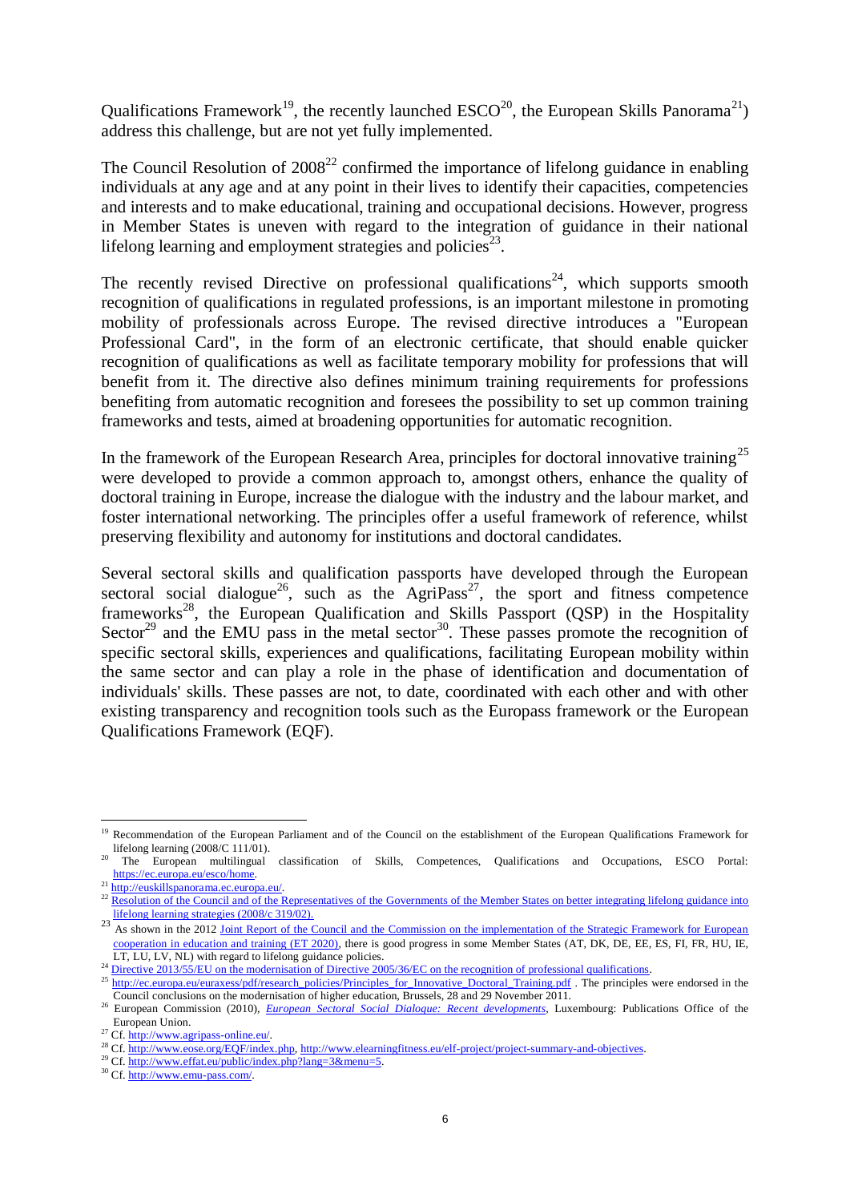Qualifications Framework[19], the recently launched ESCO[20], the European Skills Panorama[21]) address this challenge, but are not yet fully implemented.

The Council Resolution of 2008[22] confirmed the importance of lifelong guidance in enabling individuals at any age and at any point in their lives to identify their capacities, competencies and interests and to make educational, training and occupational decisions. However, progress in Member States is uneven with regard to the integration of guidance in their national lifelong learning and employment strategies and policies[23].

The recently revised Directive on professional qualifications[24], which supports smooth recognition of qualifications in regulated professions, is an important milestone in promoting mobility of professionals across Europe. The revised directive introduces a "European Professional Card", in the form of an electronic certificate, that should enable quicker recognition of qualifications as well as facilitate temporary mobility for professions that will benefit from it. The directive also defines minimum training requirements for professions benefiting from automatic recognition and foresees the possibility to set up common training frameworks and tests, aimed at broadening opportunities for automatic recognition.

In the framework of the European Research Area, principles for doctoral innovative training[25] were developed to provide a common approach to, amongst others, enhance the quality of doctoral training in Europe, increase the dialogue with the industry and the labour market, and foster international networking. The principles offer a useful framework of reference, whilst preserving flexibility and autonomy for institutions and doctoral candidates.

Several sectoral skills and qualification passports have developed through the European sectoral social dialogue[26], such as the AgriPass[27], the sport and fitness competence frameworks[28], the European Qualification and Skills Passport (QSP) in the Hospitality Sector[29] and the EMU pass in the metal sector[30]. These passes promote the recognition of specific sectoral skills, experiences and qualifications, facilitating European mobility within the same sector and can play a role in the phase of identification and documentation of individuals' skills. These passes are not, to date, coordinated with each other and with other existing transparency and recognition tools such as the Europass framework or the European Qualifications Framework (EQF).

---

[19] Recommendation of the European Parliament and of the Council on the establishment of the European Qualifications Framework for lifelong learning (2008/C 111/01).

[20] The European multilingual classification of Skills, Competences, Qualifications and Occupations, ESCO Portal: https://ec.europa.eu/esco/home.

[21] http://euskillspanorama.ec.europa.eu/.

[22] Resolution of the Council and of the Representatives of the Governments of the Member States on better integrating lifelong guidance into lifelong learning strategies (2008/c 319/02).

[23] As shown in the 2012 Joint Report of the Council and the Commission on the implementation of the Strategic Framework for European cooperation in education and training (ET 2020), there is good progress in some Member States (AT, DK, DE, EE, ES, FI, FR, HU, IE, LT, LU, LV, NL) with regard to lifelong guidance policies.

[24] Directive 2013/55/EU on the modernisation of Directive 2005/36/EC on the recognition of professional qualifications.

[25] http://ec.europa.eu/euraxess/pdf/research_policies/Principles_for_Innovative_Doctoral_Training.pdf . The principles were endorsed in the Council conclusions on the modernisation of higher education, Brussels, 28 and 29 November 2011.

[26] European Commission (2010), *European Sectoral Social Dialogue: Recent developments*, Luxembourg: Publications Office of the European Union.

[27] Cf. http://www.agripass-online.eu/.

[28] Cf. http://www.eose.org/EQF/index.php, http://www.elearningfitness.eu/elf-project/project-summary-and-objectives.

[29] Cf. http://www.effat.eu/public/index.php?lang=3&menu=5.

[30] Cf. http://www.emu-pass.com/.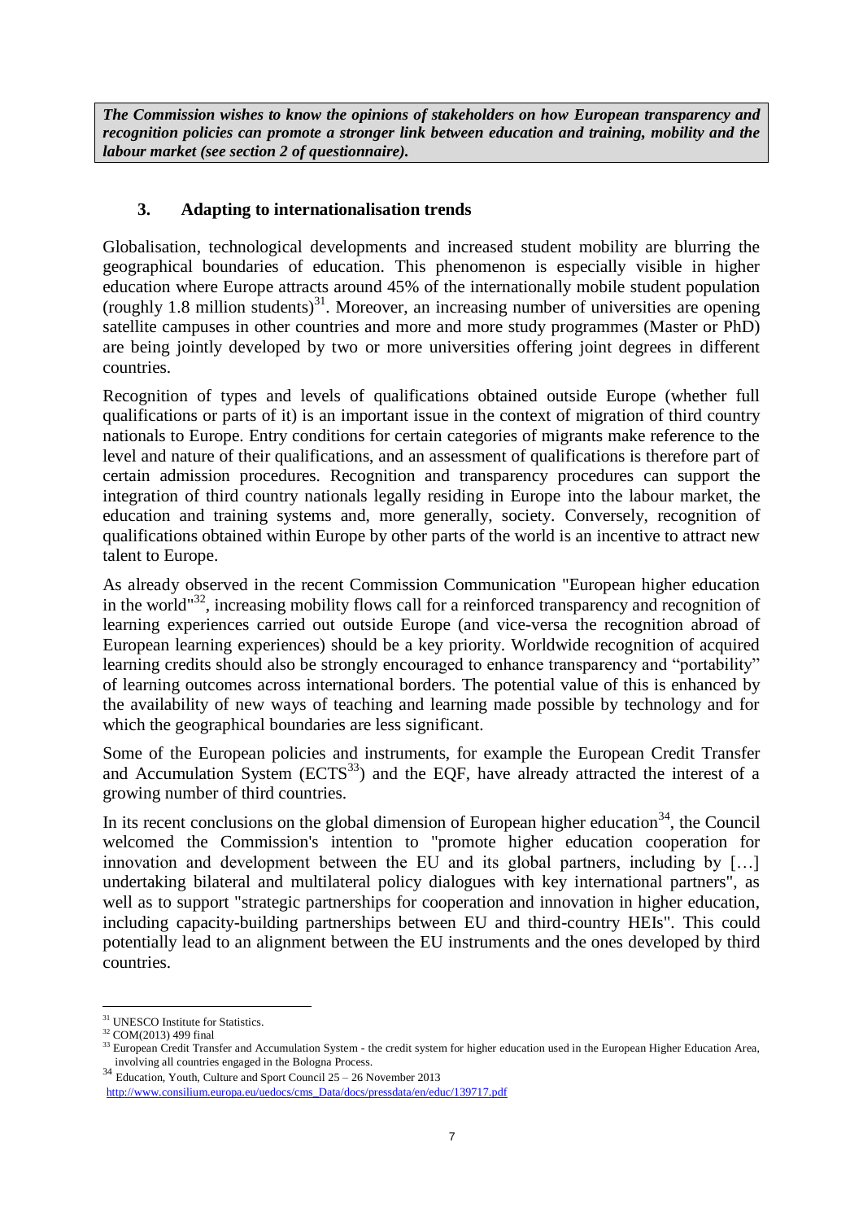***The Commission wishes to know the opinions of stakeholders on how European transparency and recognition policies can promote a stronger link between education and training, mobility and the labour market (see section 2 of questionnaire).***

## 3. Adapting to internationalisation trends

Globalisation, technological developments and increased student mobility are blurring the geographical boundaries of education. This phenomenon is especially visible in higher education where Europe attracts around 45% of the internationally mobile student population (roughly 1.8 million students)[31]. Moreover, an increasing number of universities are opening satellite campuses in other countries and more and more study programmes (Master or PhD) are being jointly developed by two or more universities offering joint degrees in different countries.

Recognition of types and levels of qualifications obtained outside Europe (whether full qualifications or parts of it) is an important issue in the context of migration of third country nationals to Europe. Entry conditions for certain categories of migrants make reference to the level and nature of their qualifications, and an assessment of qualifications is therefore part of certain admission procedures. Recognition and transparency procedures can support the integration of third country nationals legally residing in Europe into the labour market, the education and training systems and, more generally, society. Conversely, recognition of qualifications obtained within Europe by other parts of the world is an incentive to attract new talent to Europe.

As already observed in the recent Commission Communication "European higher education in the world"[32], increasing mobility flows call for a reinforced transparency and recognition of learning experiences carried out outside Europe (and vice-versa the recognition abroad of European learning experiences) should be a key priority. Worldwide recognition of acquired learning credits should also be strongly encouraged to enhance transparency and "portability" of learning outcomes across international borders. The potential value of this is enhanced by the availability of new ways of teaching and learning made possible by technology and for which the geographical boundaries are less significant.

Some of the European policies and instruments, for example the European Credit Transfer and Accumulation System (ECTS[33]) and the EQF, have already attracted the interest of a growing number of third countries.

In its recent conclusions on the global dimension of European higher education[34], the Council welcomed the Commission's intention to "promote higher education cooperation for innovation and development between the EU and its global partners, including by […] undertaking bilateral and multilateral policy dialogues with key international partners", as well as to support "strategic partnerships for cooperation and innovation in higher education, including capacity-building partnerships between EU and third-country HEIs". This could potentially lead to an alignment between the EU instruments and the ones developed by third countries.

---

[31] UNESCO Institute for Statistics.

[32] COM(2013) 499 final

[33] European Credit Transfer and Accumulation System - the credit system for higher education used in the European Higher Education Area, involving all countries engaged in the Bologna Process.

[34] Education, Youth, Culture and Sport Council 25 – 26 November 2013 http://www.consilium.europa.eu/uedocs/cms_Data/docs/pressdata/en/educ/139717.pdf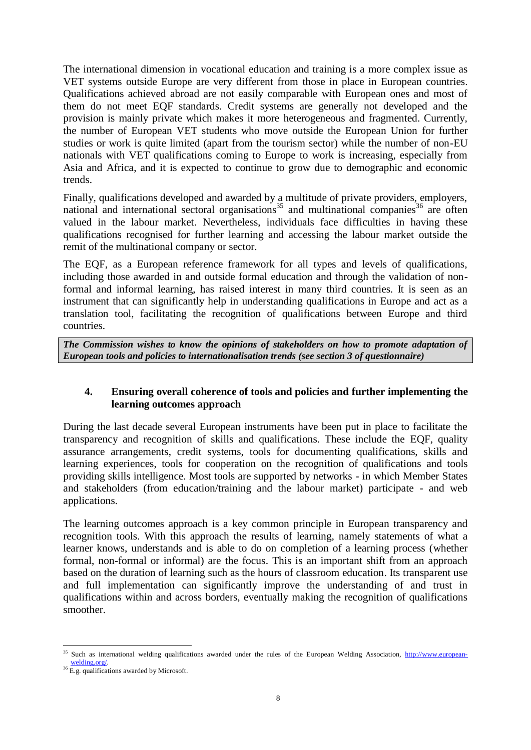The international dimension in vocational education and training is a more complex issue as VET systems outside Europe are very different from those in place in European countries. Qualifications achieved abroad are not easily comparable with European ones and most of them do not meet EQF standards. Credit systems are generally not developed and the provision is mainly private which makes it more heterogeneous and fragmented. Currently, the number of European VET students who move outside the European Union for further studies or work is quite limited (apart from the tourism sector) while the number of non-EU nationals with VET qualifications coming to Europe to work is increasing, especially from Asia and Africa, and it is expected to continue to grow due to demographic and economic trends.

Finally, qualifications developed and awarded by a multitude of private providers, employers, national and international sectoral organisations[35] and multinational companies[36] are often valued in the labour market. Nevertheless, individuals face difficulties in having these qualifications recognised for further learning and accessing the labour market outside the remit of the multinational company or sector.

The EQF, as a European reference framework for all types and levels of qualifications, including those awarded in and outside formal education and through the validation of non-formal and informal learning, has raised interest in many third countries. It is seen as an instrument that can significantly help in understanding qualifications in Europe and act as a translation tool, facilitating the recognition of qualifications between Europe and third countries.

***The Commission wishes to know the opinions of stakeholders on how to promote adaptation of European tools and policies to internationalisation trends (see section 3 of questionnaire)***

## 4. Ensuring overall coherence of tools and policies and further implementing the learning outcomes approach

During the last decade several European instruments have been put in place to facilitate the transparency and recognition of skills and qualifications. These include the EQF, quality assurance arrangements, credit systems, tools for documenting qualifications, skills and learning experiences, tools for cooperation on the recognition of qualifications and tools providing skills intelligence. Most tools are supported by networks - in which Member States and stakeholders (from education/training and the labour market) participate - and web applications.

The learning outcomes approach is a key common principle in European transparency and recognition tools. With this approach the results of learning, namely statements of what a learner knows, understands and is able to do on completion of a learning process (whether formal, non-formal or informal) are the focus. This is an important shift from an approach based on the duration of learning such as the hours of classroom education. Its transparent use and full implementation can significantly improve the understanding of and trust in qualifications within and across borders, eventually making the recognition of qualifications smoother.

---

[35] Such as international welding qualifications awarded under the rules of the European Welding Association, http://www.european-welding.org/.

[36] E.g. qualifications awarded by Microsoft.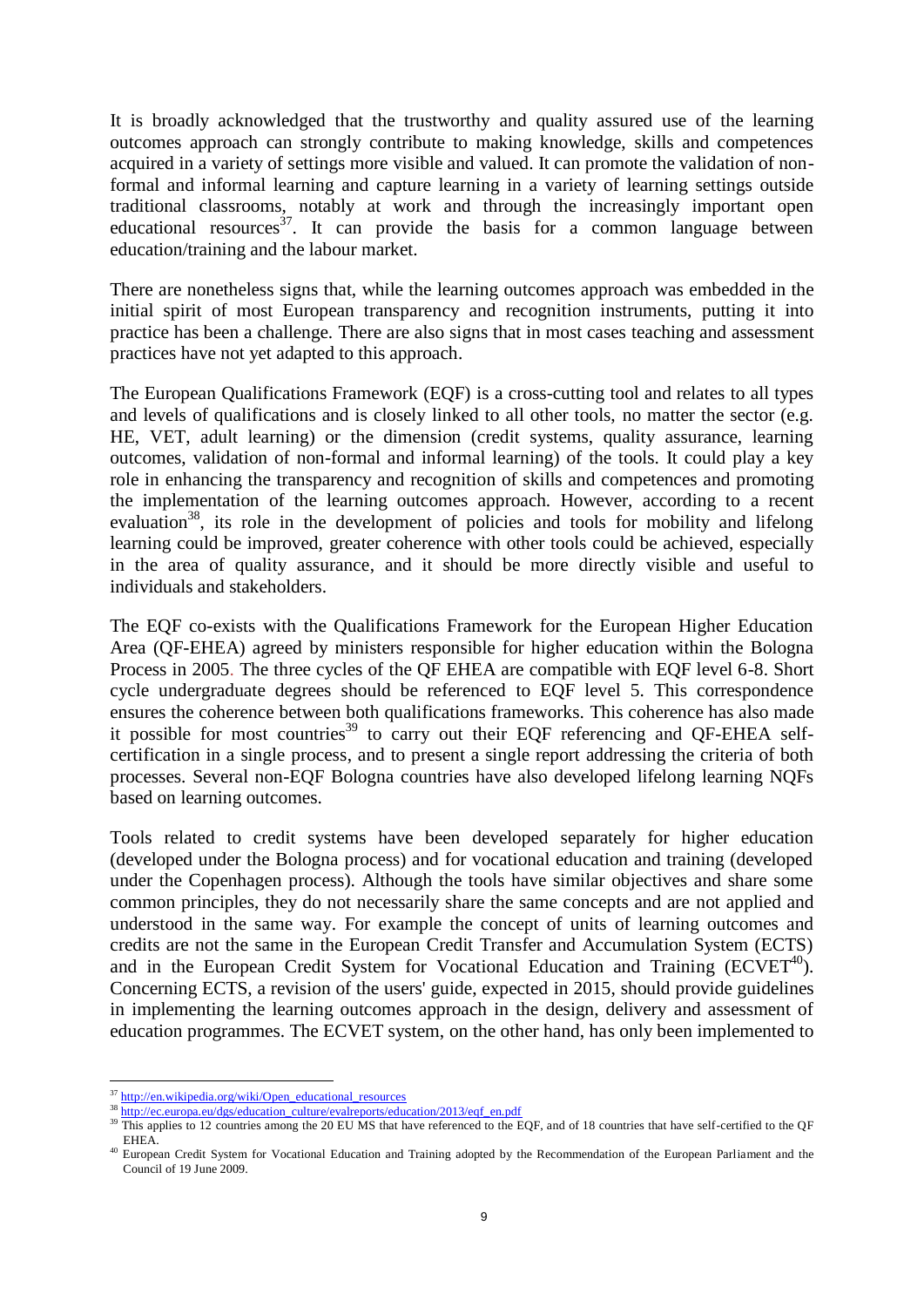It is broadly acknowledged that the trustworthy and quality assured use of the learning outcomes approach can strongly contribute to making knowledge, skills and competences acquired in a variety of settings more visible and valued. It can promote the validation of non-formal and informal learning and capture learning in a variety of learning settings outside traditional classrooms, notably at work and through the increasingly important open educational resources[37]. It can provide the basis for a common language between education/training and the labour market.

There are nonetheless signs that, while the learning outcomes approach was embedded in the initial spirit of most European transparency and recognition instruments, putting it into practice has been a challenge. There are also signs that in most cases teaching and assessment practices have not yet adapted to this approach.

The European Qualifications Framework (EQF) is a cross-cutting tool and relates to all types and levels of qualifications and is closely linked to all other tools, no matter the sector (e.g. HE, VET, adult learning) or the dimension (credit systems, quality assurance, learning outcomes, validation of non-formal and informal learning) of the tools. It could play a key role in enhancing the transparency and recognition of skills and competences and promoting the implementation of the learning outcomes approach. However, according to a recent evaluation[38], its role in the development of policies and tools for mobility and lifelong learning could be improved, greater coherence with other tools could be achieved, especially in the area of quality assurance, and it should be more directly visible and useful to individuals and stakeholders.

The EQF co-exists with the Qualifications Framework for the European Higher Education Area (QF-EHEA) agreed by ministers responsible for higher education within the Bologna Process in 2005. The three cycles of the QF EHEA are compatible with EQF level 6-8. Short cycle undergraduate degrees should be referenced to EQF level 5. This correspondence ensures the coherence between both qualifications frameworks. This coherence has also made it possible for most countries[39] to carry out their EQF referencing and QF-EHEA self-certification in a single process, and to present a single report addressing the criteria of both processes. Several non-EQF Bologna countries have also developed lifelong learning NQFs based on learning outcomes.

Tools related to credit systems have been developed separately for higher education (developed under the Bologna process) and for vocational education and training (developed under the Copenhagen process). Although the tools have similar objectives and share some common principles, they do not necessarily share the same concepts and are not applied and understood in the same way. For example the concept of units of learning outcomes and credits are not the same in the European Credit Transfer and Accumulation System (ECTS) and in the European Credit System for Vocational Education and Training (ECVET[40]). Concerning ECTS, a revision of the users' guide, expected in 2015, should provide guidelines in implementing the learning outcomes approach in the design, delivery and assessment of education programmes. The ECVET system, on the other hand, has only been implemented to

---

[37] http://en.wikipedia.org/wiki/Open_educational_resources

[38] http://ec.europa.eu/dgs/education_culture/evalreports/education/2013/eqf_en.pdf

[39] This applies to 12 countries among the 20 EU MS that have referenced to the EQF, and of 18 countries that have self-certified to the QF EHEA.

[40] European Credit System for Vocational Education and Training adopted by the Recommendation of the European Parliament and the Council of 19 June 2009.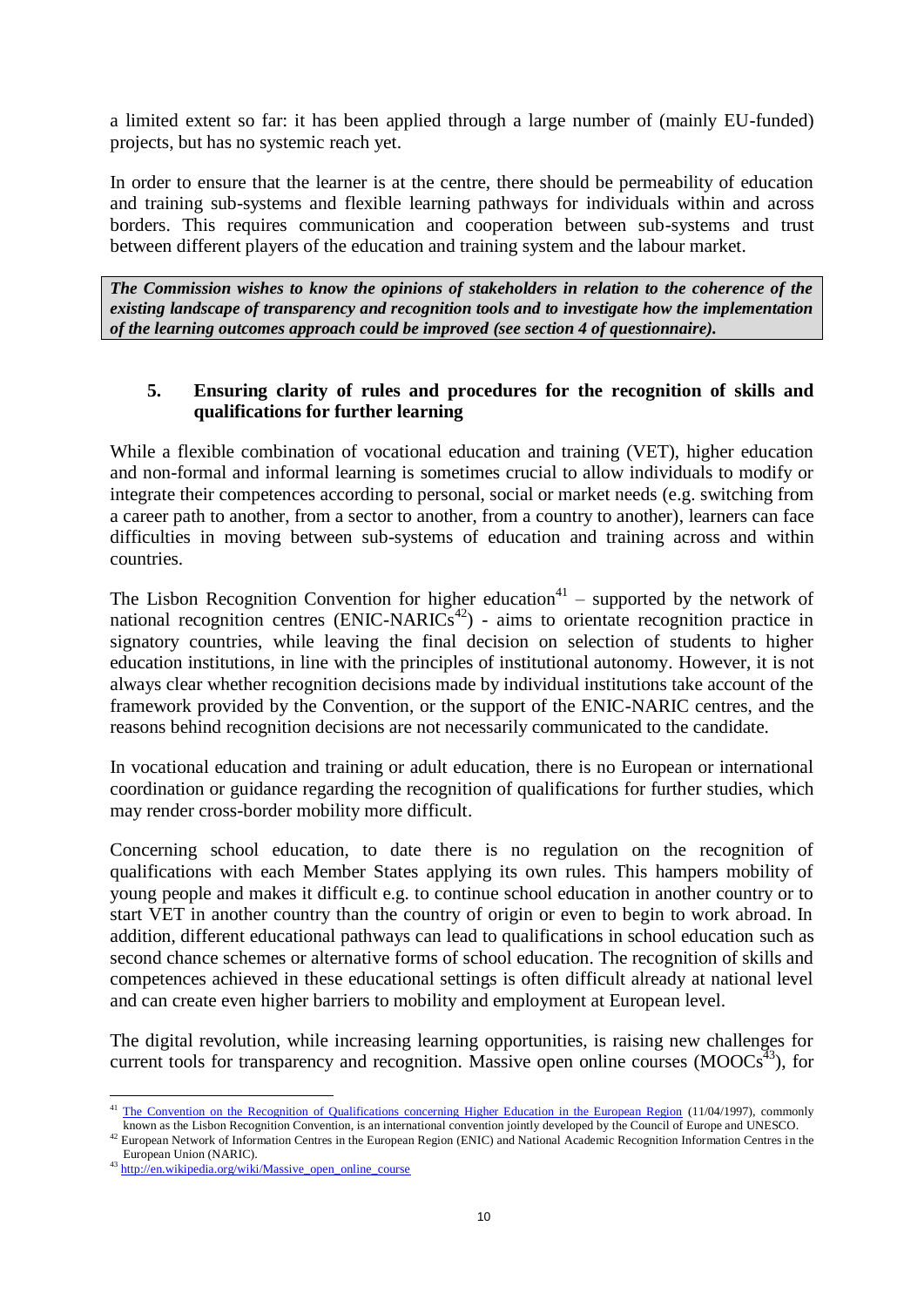a limited extent so far: it has been applied through a large number of (mainly EU-funded) projects, but has no systemic reach yet.

In order to ensure that the learner is at the centre, there should be permeability of education and training sub-systems and flexible learning pathways for individuals within and across borders. This requires communication and cooperation between sub-systems and trust between different players of the education and training system and the labour market.

***The Commission wishes to know the opinions of stakeholders in relation to the coherence of the existing landscape of transparency and recognition tools and to investigate how the implementation of the learning outcomes approach could be improved (see section 4 of questionnaire).***

## 5. Ensuring clarity of rules and procedures for the recognition of skills and qualifications for further learning

While a flexible combination of vocational education and training (VET), higher education and non-formal and informal learning is sometimes crucial to allow individuals to modify or integrate their competences according to personal, social or market needs (e.g. switching from a career path to another, from a sector to another, from a country to another), learners can face difficulties in moving between sub-systems of education and training across and within countries.

The Lisbon Recognition Convention for higher education[41] – supported by the network of national recognition centres (ENIC-NARICs[42]) - aims to orientate recognition practice in signatory countries, while leaving the final decision on selection of students to higher education institutions, in line with the principles of institutional autonomy. However, it is not always clear whether recognition decisions made by individual institutions take account of the framework provided by the Convention, or the support of the ENIC-NARIC centres, and the reasons behind recognition decisions are not necessarily communicated to the candidate.

In vocational education and training or adult education, there is no European or international coordination or guidance regarding the recognition of qualifications for further studies, which may render cross-border mobility more difficult.

Concerning school education, to date there is no regulation on the recognition of qualifications with each Member States applying its own rules. This hampers mobility of young people and makes it difficult e.g. to continue school education in another country or to start VET in another country than the country of origin or even to begin to work abroad. In addition, different educational pathways can lead to qualifications in school education such as second chance schemes or alternative forms of school education. The recognition of skills and competences achieved in these educational settings is often difficult already at national level and can create even higher barriers to mobility and employment at European level.

The digital revolution, while increasing learning opportunities, is raising new challenges for current tools for transparency and recognition. Massive open online courses (MOOCs[43]), for

---

[41] The Convention on the Recognition of Qualifications concerning Higher Education in the European Region (11/04/1997), commonly known as the Lisbon Recognition Convention, is an international convention jointly developed by the Council of Europe and UNESCO.

[42] European Network of Information Centres in the European Region (ENIC) and National Academic Recognition Information Centres in the European Union (NARIC).

[43] http://en.wikipedia.org/wiki/Massive_open_online_course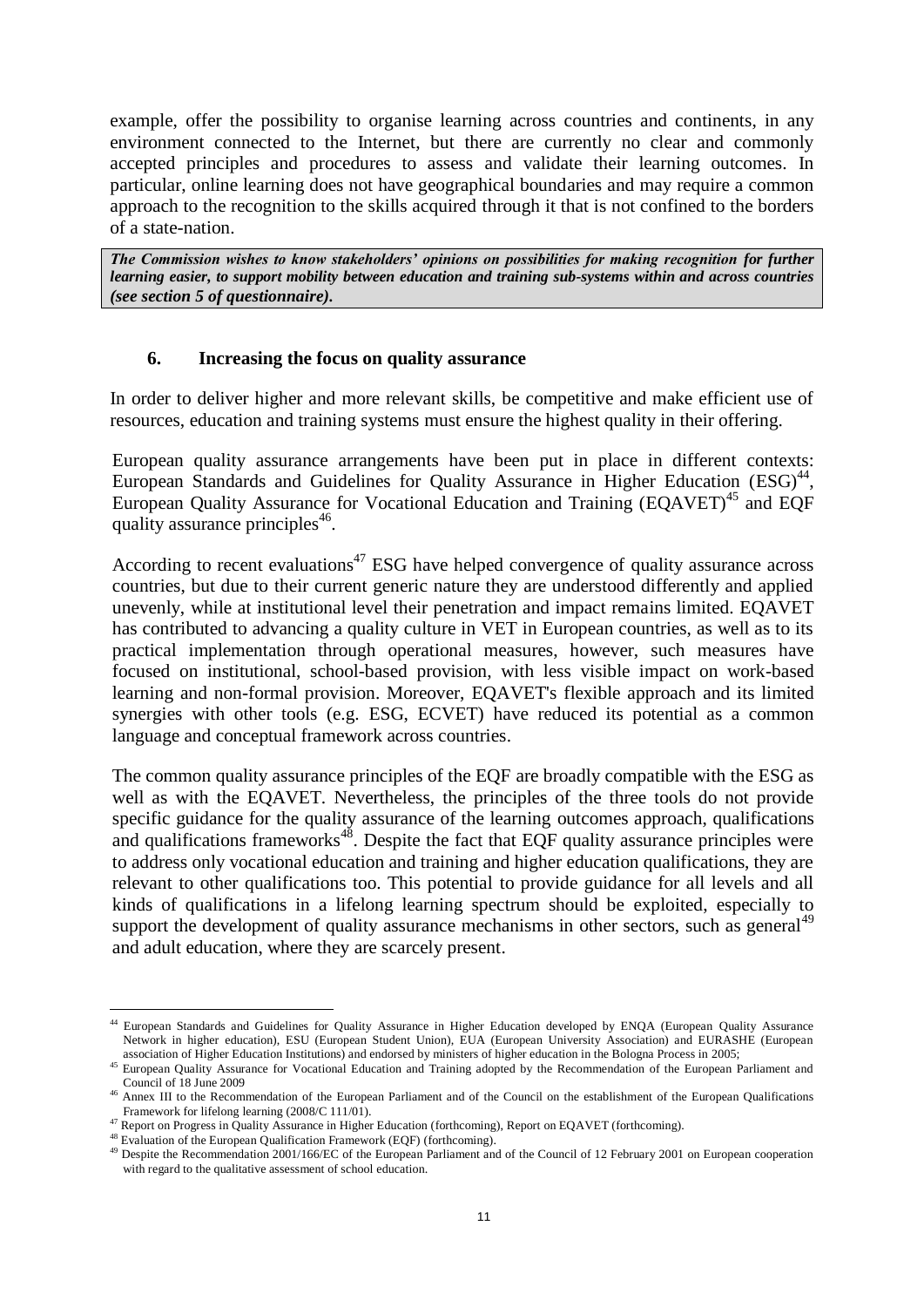example, offer the possibility to organise learning across countries and continents, in any environment connected to the Internet, but there are currently no clear and commonly accepted principles and procedures to assess and validate their learning outcomes. In particular, online learning does not have geographical boundaries and may require a common approach to the recognition to the skills acquired through it that is not confined to the borders of a state-nation.

***The Commission wishes to know stakeholders' opinions on possibilities for making recognition for further learning easier, to support mobility between education and training sub-systems within and across countries (see section 5 of questionnaire).***

## 6. Increasing the focus on quality assurance

In order to deliver higher and more relevant skills, be competitive and make efficient use of resources, education and training systems must ensure the highest quality in their offering.

European quality assurance arrangements have been put in place in different contexts: European Standards and Guidelines for Quality Assurance in Higher Education (ESG)[44], European Quality Assurance for Vocational Education and Training (EQAVET)[45] and EQF quality assurance principles[46].

According to recent evaluations[47] ESG have helped convergence of quality assurance across countries, but due to their current generic nature they are understood differently and applied unevenly, while at institutional level their penetration and impact remains limited. EQAVET has contributed to advancing a quality culture in VET in European countries, as well as to its practical implementation through operational measures, however, such measures have focused on institutional, school-based provision, with less visible impact on work-based learning and non-formal provision. Moreover, EQAVET's flexible approach and its limited synergies with other tools (e.g. ESG, ECVET) have reduced its potential as a common language and conceptual framework across countries.

The common quality assurance principles of the EQF are broadly compatible with the ESG as well as with the EQAVET. Nevertheless, the principles of the three tools do not provide specific guidance for the quality assurance of the learning outcomes approach, qualifications and qualifications frameworks[48]. Despite the fact that EQF quality assurance principles were to address only vocational education and training and higher education qualifications, they are relevant to other qualifications too. This potential to provide guidance for all levels and all kinds of qualifications in a lifelong learning spectrum should be exploited, especially to support the development of quality assurance mechanisms in other sectors, such as general[49] and adult education, where they are scarcely present.

---

[44] European Standards and Guidelines for Quality Assurance in Higher Education developed by ENQA (European Quality Assurance Network in higher education), ESU (European Student Union), EUA (European University Association) and EURASHE (European association of Higher Education Institutions) and endorsed by ministers of higher education in the Bologna Process in 2005;

[45] European Quality Assurance for Vocational Education and Training adopted by the Recommendation of the European Parliament and Council of 18 June 2009

[46] Annex III to the Recommendation of the European Parliament and of the Council on the establishment of the European Qualifications Framework for lifelong learning (2008/C 111/01).

[47] Report on Progress in Quality Assurance in Higher Education (forthcoming), Report on EQAVET (forthcoming).

[48] Evaluation of the European Qualification Framework (EQF) (forthcoming).

[49] Despite the Recommendation 2001/166/EC of the European Parliament and of the Council of 12 February 2001 on European cooperation with regard to the qualitative assessment of school education.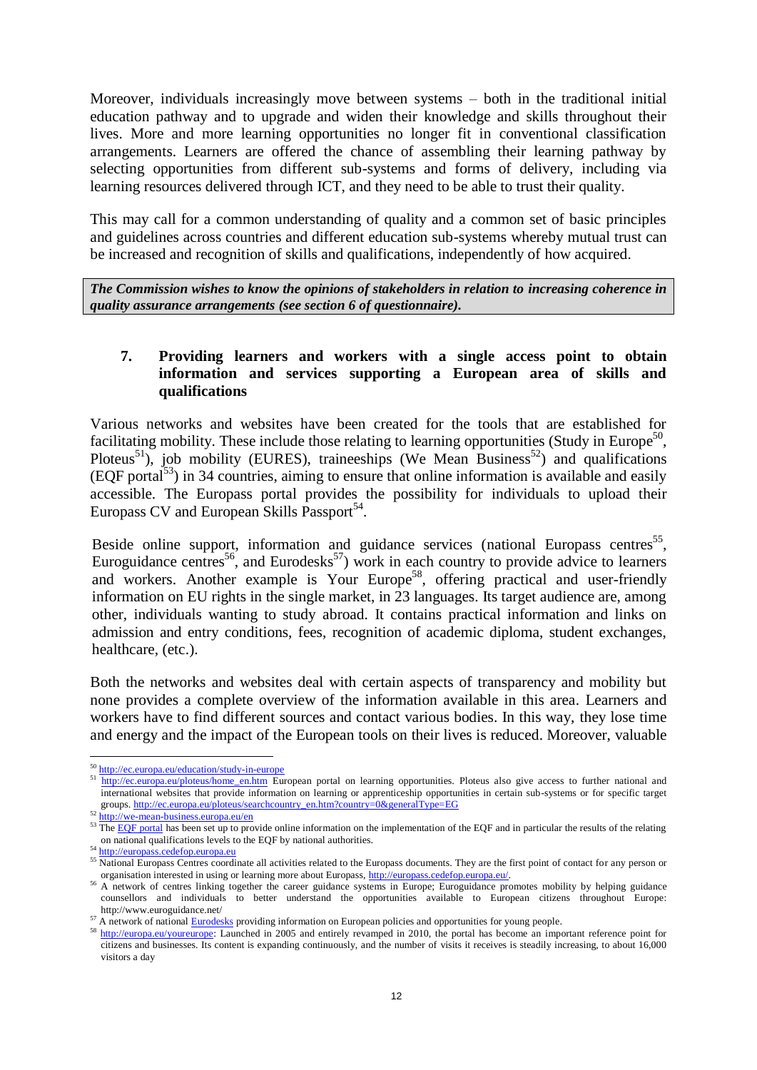Moreover, individuals increasingly move between systems – both in the traditional initial education pathway and to upgrade and widen their knowledge and skills throughout their lives. More and more learning opportunities no longer fit in conventional classification arrangements. Learners are offered the chance of assembling their learning pathway by selecting opportunities from different sub-systems and forms of delivery, including via learning resources delivered through ICT, and they need to be able to trust their quality.

This may call for a common understanding of quality and a common set of basic principles and guidelines across countries and different education sub-systems whereby mutual trust can be increased and recognition of skills and qualifications, independently of how acquired.

***The Commission wishes to know the opinions of stakeholders in relation to increasing coherence in quality assurance arrangements (see section 6 of questionnaire).***

## 7. Providing learners and workers with a single access point to obtain information and services supporting a European area of skills and qualifications

Various networks and websites have been created for the tools that are established for facilitating mobility. These include those relating to learning opportunities (Study in Europe[50], Ploteus[51]), job mobility (EURES), traineeships (We Mean Business[52]) and qualifications (EQF portal[53]) in 34 countries, aiming to ensure that online information is available and easily accessible. The Europass portal provides the possibility for individuals to upload their Europass CV and European Skills Passport[54].

Beside online support, information and guidance services (national Europass centres[55], Euroguidance centres[56], and Eurodesks[57]) work in each country to provide advice to learners and workers. Another example is Your Europe[58], offering practical and user-friendly information on EU rights in the single market, in 23 languages. Its target audience are, among other, individuals wanting to study abroad. It contains practical information and links on admission and entry conditions, fees, recognition of academic diploma, student exchanges, healthcare, (etc.).

Both the networks and websites deal with certain aspects of transparency and mobility but none provides a complete overview of the information available in this area. Learners and workers have to find different sources and contact various bodies. In this way, they lose time and energy and the impact of the European tools on their lives is reduced. Moreover, valuable

---

[50] http://ec.europa.eu/education/study-in-europe

[51] http://ec.europa.eu/ploteus/home_en.htm European portal on learning opportunities. Ploteus also give access to further national and international websites that provide information on learning or apprenticeship opportunities in certain sub-systems or for specific target groups. http://ec.europa.eu/ploteus/searchcountry_en.htm?country=0&generalType=EG

[52] http://we-mean-business.europa.eu/en

[53] The EQF portal has been set up to provide online information on the implementation of the EQF and in particular the results of the relating on national qualifications levels to the EQF by national authorities.

[54] http://europass.cedefop.europa.eu

[55] National Europass Centres coordinate all activities related to the Europass documents. They are the first point of contact for any person or organisation interested in using or learning more about Europass, http://europass.cedefop.europa.eu/.

[56] A network of centres linking together the career guidance systems in Europe; Euroguidance promotes mobility by helping guidance counsellors and individuals to better understand the opportunities available to European citizens throughout Europe: http://www.euroguidance.net/

[57] A network of national Eurodesks providing information on European policies and opportunities for young people.

[58] http://europa.eu/youreurope: Launched in 2005 and entirely revamped in 2010, the portal has become an important reference point for citizens and businesses. Its content is expanding continuously, and the number of visits it receives is steadily increasing, to about 16,000 visitors a day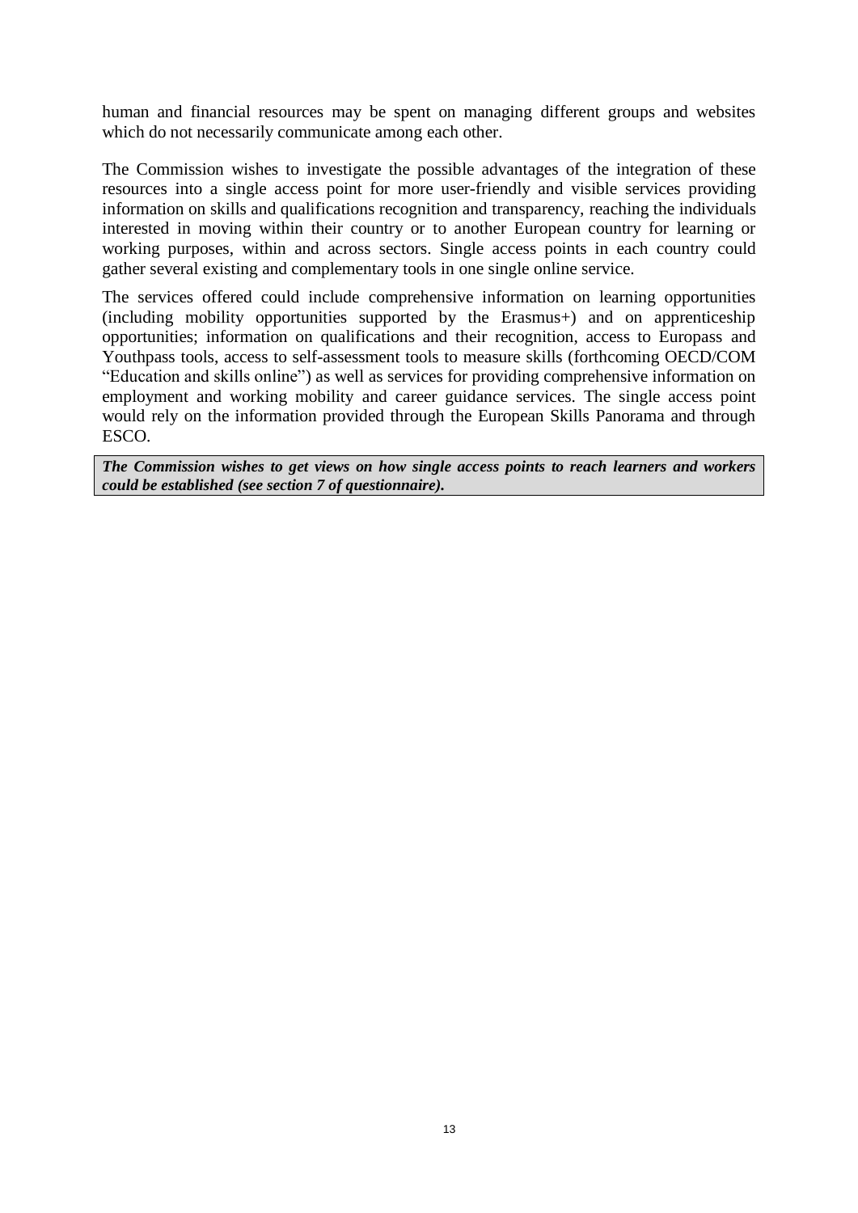human and financial resources may be spent on managing different groups and websites which do not necessarily communicate among each other.

The Commission wishes to investigate the possible advantages of the integration of these resources into a single access point for more user-friendly and visible services providing information on skills and qualifications recognition and transparency, reaching the individuals interested in moving within their country or to another European country for learning or working purposes, within and across sectors. Single access points in each country could gather several existing and complementary tools in one single online service.

The services offered could include comprehensive information on learning opportunities (including mobility opportunities supported by the Erasmus+) and on apprenticeship opportunities; information on qualifications and their recognition, access to Europass and Youthpass tools, access to self-assessment tools to measure skills (forthcoming OECD/COM "Education and skills online") as well as services for providing comprehensive information on employment and working mobility and career guidance services. The single access point would rely on the information provided through the European Skills Panorama and through ESCO.

***The Commission wishes to get views on how single access points to reach learners and workers could be established (see section 7 of questionnaire).***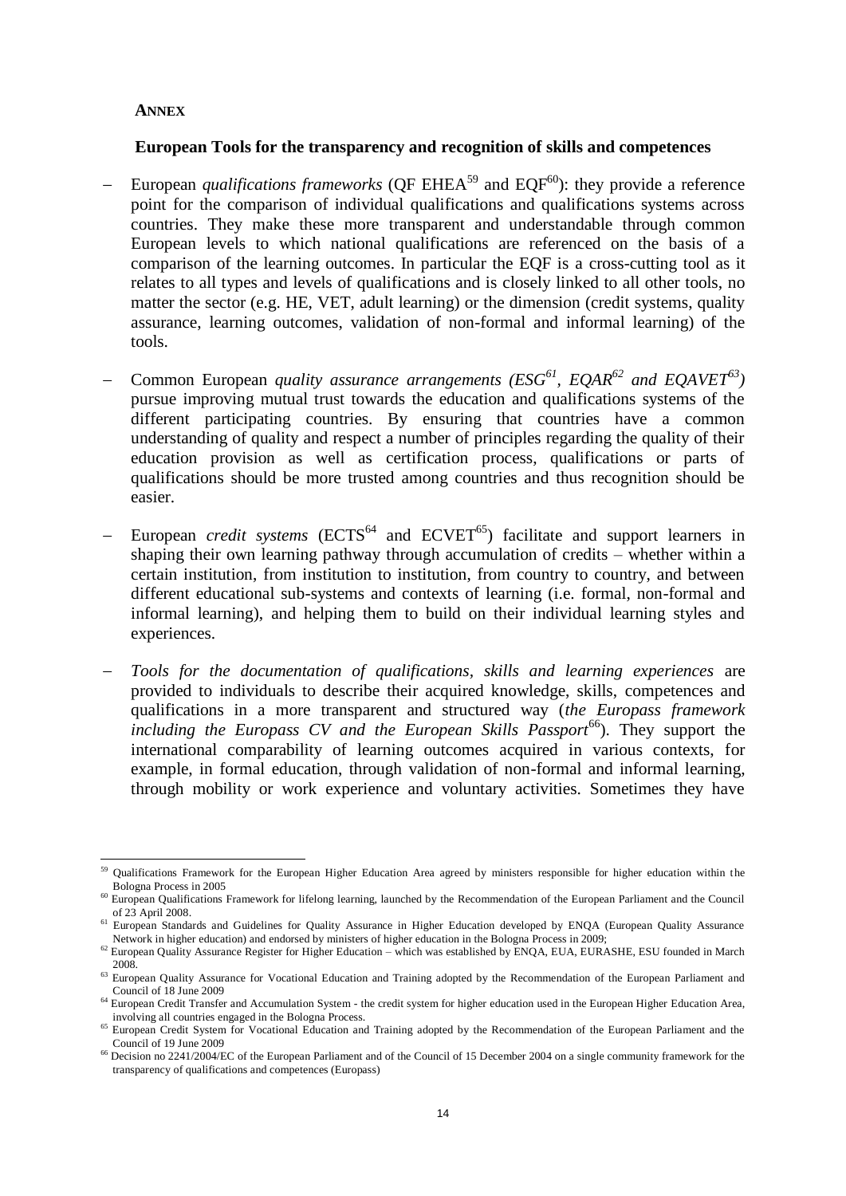**ANNEX**

**European Tools for the transparency and recognition of skills and competences**

- European *qualifications frameworks* (QF EHEA[59] and EQF[60]): they provide a reference point for the comparison of individual qualifications and qualifications systems across countries. They make these more transparent and understandable through common European levels to which national qualifications are referenced on the basis of a comparison of the learning outcomes. In particular the EQF is a cross-cutting tool as it relates to all types and levels of qualifications and is closely linked to all other tools, no matter the sector (e.g. HE, VET, adult learning) or the dimension (credit systems, quality assurance, learning outcomes, validation of non-formal and informal learning) of the tools.

- Common European *quality assurance arrangements (ESG[61], EQAR[62] and EQAVET[63])* pursue improving mutual trust towards the education and qualifications systems of the different participating countries. By ensuring that countries have a common understanding of quality and respect a number of principles regarding the quality of their education provision as well as certification process, qualifications or parts of qualifications should be more trusted among countries and thus recognition should be easier.

- European *credit systems* (ECTS[64] and ECVET[65]) facilitate and support learners in shaping their own learning pathway through accumulation of credits – whether within a certain institution, from institution to institution, from country to country, and between different educational sub-systems and contexts of learning (i.e. formal, non-formal and informal learning), and helping them to build on their individual learning styles and experiences.

- *Tools for the documentation of qualifications, skills and learning experiences* are provided to individuals to describe their acquired knowledge, skills, competences and qualifications in a more transparent and structured way (*the Europass framework including the Europass CV and the European Skills Passport*[66]). They support the international comparability of learning outcomes acquired in various contexts, for example, in formal education, through validation of non-formal and informal learning, through mobility or work experience and voluntary activities. Sometimes they have

---

[59] Qualifications Framework for the European Higher Education Area agreed by ministers responsible for higher education within the Bologna Process in 2005

[60] European Qualifications Framework for lifelong learning, launched by the Recommendation of the European Parliament and the Council of 23 April 2008.

[61] European Standards and Guidelines for Quality Assurance in Higher Education developed by ENQA (European Quality Assurance Network in higher education) and endorsed by ministers of higher education in the Bologna Process in 2009;

[62] European Quality Assurance Register for Higher Education – which was established by ENQA, EUA, EURASHE, ESU founded in March 2008.

[63] European Quality Assurance for Vocational Education and Training adopted by the Recommendation of the European Parliament and Council of 18 June 2009

[64] European Credit Transfer and Accumulation System - the credit system for higher education used in the European Higher Education Area, involving all countries engaged in the Bologna Process.

[65] European Credit System for Vocational Education and Training adopted by the Recommendation of the European Parliament and the Council of 19 June 2009

[66] Decision no 2241/2004/EC of the European Parliament and of the Council of 15 December 2004 on a single community framework for the transparency of qualifications and competences (Europass)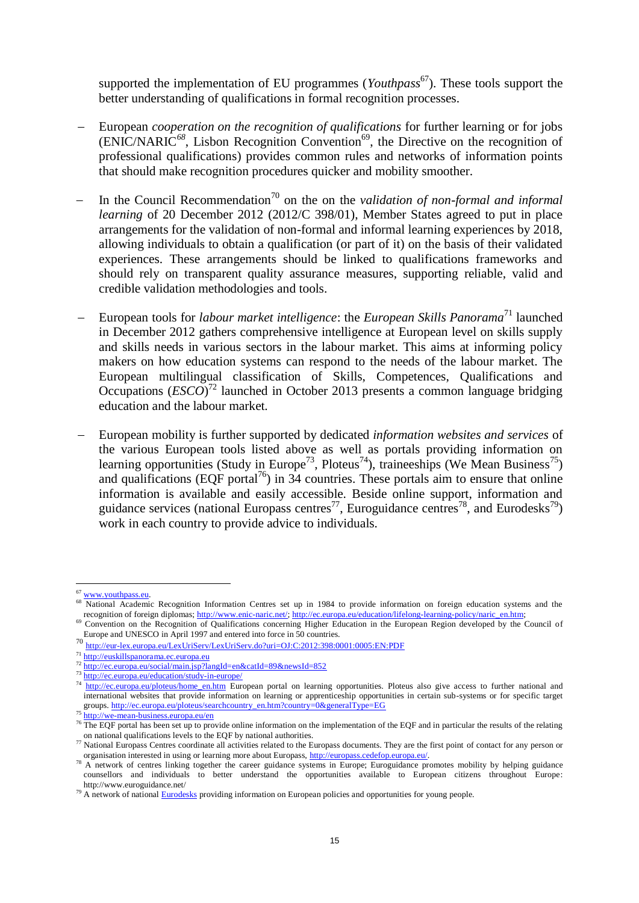supported the implementation of EU programmes (*Youthpass*[67]). These tools support the better understanding of qualifications in formal recognition processes.

- European *cooperation on the recognition of qualifications* for further learning or for jobs (ENIC/NARIC[68], Lisbon Recognition Convention[69], the Directive on the recognition of professional qualifications) provides common rules and networks of information points that should make recognition procedures quicker and mobility smoother.

- In the Council Recommendation[70] on the on the *validation of non-formal and informal learning* of 20 December 2012 (2012/C 398/01), Member States agreed to put in place arrangements for the validation of non-formal and informal learning experiences by 2018, allowing individuals to obtain a qualification (or part of it) on the basis of their validated experiences. These arrangements should be linked to qualifications frameworks and should rely on transparent quality assurance measures, supporting reliable, valid and credible validation methodologies and tools.

- European tools for *labour market intelligence*: the *European Skills Panorama*[71] launched in December 2012 gathers comprehensive intelligence at European level on skills supply and skills needs in various sectors in the labour market. This aims at informing policy makers on how education systems can respond to the needs of the labour market. The European multilingual classification of Skills, Competences, Qualifications and Occupations (*ESCO*)[72] launched in October 2013 presents a common language bridging education and the labour market.

- European mobility is further supported by dedicated *information websites and services* of the various European tools listed above as well as portals providing information on learning opportunities (Study in Europe[73], Ploteus[74]), traineeships (We Mean Business[75]) and qualifications (EQF portal[76]) in 34 countries. These portals aim to ensure that online information is available and easily accessible. Beside online support, information and guidance services (national Europass centres[77], Euroguidance centres[78], and Eurodesks[79]) work in each country to provide advice to individuals.

---

[67] www.youthpass.eu.

[68] National Academic Recognition Information Centres set up in 1984 to provide information on foreign education systems and the recognition of foreign diplomas; http://www.enic-naric.net/; http://ec.europa.eu/education/lifelong-learning-policy/naric_en.htm;

[69] Convention on the Recognition of Qualifications concerning Higher Education in the European Region developed by the Council of Europe and UNESCO in April 1997 and entered into force in 50 countries.

[70] http://eur-lex.europa.eu/LexUriServ/LexUriServ.do?uri=OJ:C:2012:398:0001:0005:EN:PDF

[71] http://euskillspanorama.ec.europa.eu

[72] http://ec.europa.eu/social/main.jsp?langId=en&catId=89&newsId=852

[73] http://ec.europa.eu/education/study-in-europe/

[74] http://ec.europa.eu/ploteus/home_en.htm European portal on learning opportunities. Ploteus also give access to further national and international websites that provide information on learning or apprenticeship opportunities in certain sub-systems or for specific target groups. http://ec.europa.eu/ploteus/searchcountry_en.htm?country=0&generalType=EG

[75] http://we-mean-business.europa.eu/en

[76] The EQF portal has been set up to provide online information on the implementation of the EQF and in particular the results of the relating on national qualifications levels to the EQF by national authorities.

[77] National Europass Centres coordinate all activities related to the Europass documents. They are the first point of contact for any person or organisation interested in using or learning more about Europass, http://europass.cedefop.europa.eu/.

[78] A network of centres linking together the career guidance systems in Europe; Euroguidance promotes mobility by helping guidance counsellors and individuals to better understand the opportunities available to European citizens throughout Europe: http://www.euroguidance.net/

[79] A network of national Eurodesks providing information on European policies and opportunities for young people.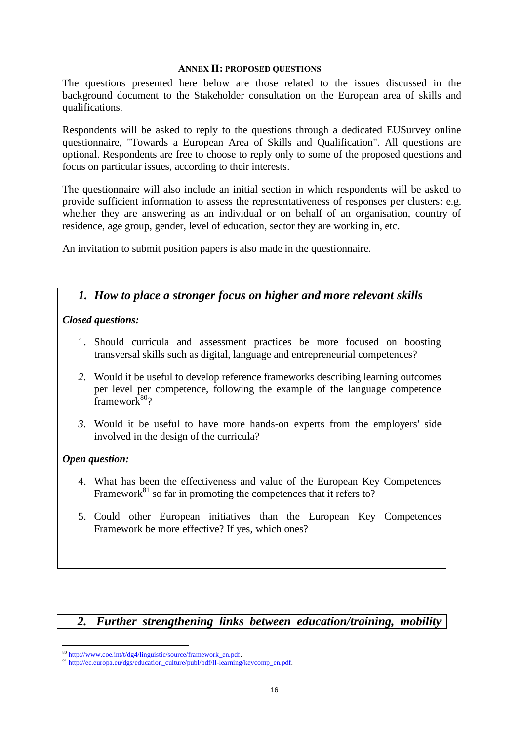## ANNEX II: PROPOSED QUESTIONS

The questions presented here below are those related to the issues discussed in the background document to the Stakeholder consultation on the European area of skills and qualifications.

Respondents will be asked to reply to the questions through a dedicated EUSurvey online questionnaire, "Towards a European Area of Skills and Qualification". All questions are optional. Respondents are free to choose to reply only to some of the proposed questions and focus on particular issues, according to their interests.

The questionnaire will also include an initial section in which respondents will be asked to provide sufficient information to assess the representativeness of responses per clusters: e.g. whether they are answering as an individual or on behalf of an organisation, country of residence, age group, gender, level of education, sector they are working in, etc.

An invitation to submit position papers is also made in the questionnaire.

### *1. How to place a stronger focus on higher and more relevant skills*

***Closed questions:***

1. Should curricula and assessment practices be more focused on boosting transversal skills such as digital, language and entrepreneurial competences?
2. Would it be useful to develop reference frameworks describing learning outcomes per level per competence, following the example of the language competence framework[80]?
3. Would it be useful to have more hands-on experts from the employers' side involved in the design of the curricula?

***Open question:***

4. What has been the effectiveness and value of the European Key Competences Framework[81] so far in promoting the competences that it refers to?
5. Could other European initiatives than the European Key Competences Framework be more effective? If yes, which ones?

### *2. Further strengthening links between education/training, mobility*

[80] http://www.coe.int/t/dg4/linguistic/source/framework_en.pdf.

[81] http://ec.europa.eu/dgs/education_culture/publ/pdf/ll-learning/keycomp_en.pdf.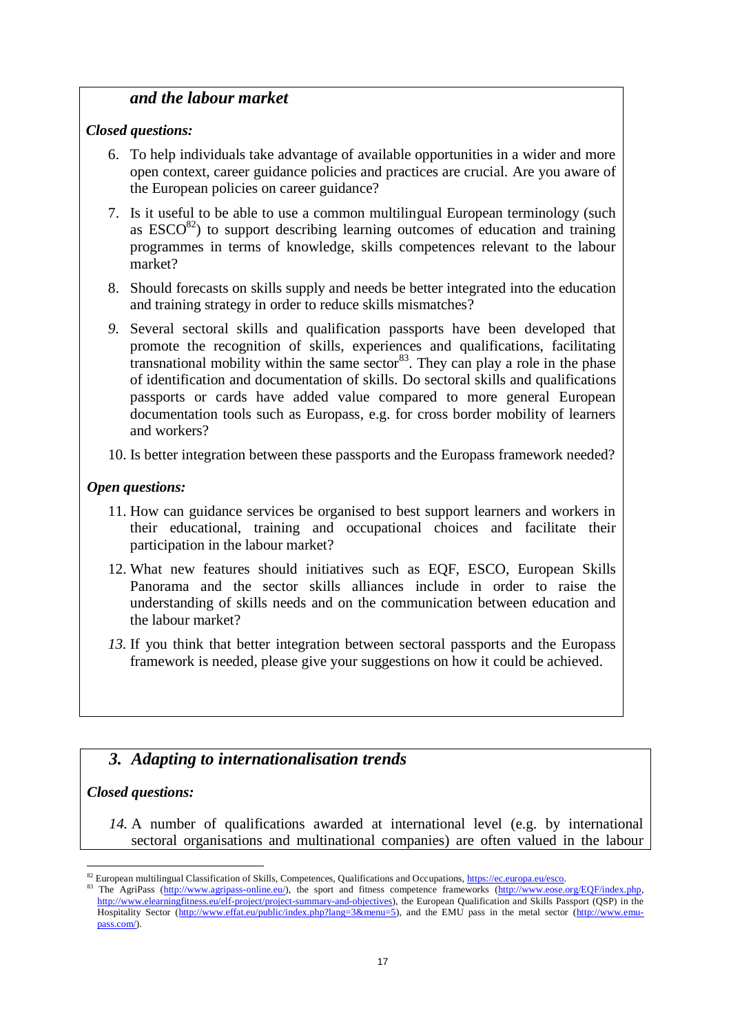## *and the labour market*

***Closed questions:***

6. To help individuals take advantage of available opportunities in a wider and more open context, career guidance policies and practices are crucial. Are you aware of the European policies on career guidance?

7. Is it useful to be able to use a common multilingual European terminology (such as ESCO[82]) to support describing learning outcomes of education and training programmes in terms of knowledge, skills competences relevant to the labour market?

8. Should forecasts on skills supply and needs be better integrated into the education and training strategy in order to reduce skills mismatches?

9. Several sectoral skills and qualification passports have been developed that promote the recognition of skills, experiences and qualifications, facilitating transnational mobility within the same sector[83]. They can play a role in the phase of identification and documentation of skills. Do sectoral skills and qualifications passports or cards have added value compared to more general European documentation tools such as Europass, e.g. for cross border mobility of learners and workers?

10. Is better integration between these passports and the Europass framework needed?

***Open questions:***

11. How can guidance services be organised to best support learners and workers in their educational, training and occupational choices and facilitate their participation in the labour market?

12. What new features should initiatives such as EQF, ESCO, European Skills Panorama and the sector skills alliances include in order to raise the understanding of skills needs and on the communication between education and the labour market?

13. If you think that better integration between sectoral passports and the Europass framework is needed, please give your suggestions on how it could be achieved.

## *3. Adapting to internationalisation trends*

***Closed questions:***

14. A number of qualifications awarded at international level (e.g. by international sectoral organisations and multinational companies) are often valued in the labour

---

[82] European multilingual Classification of Skills, Competences, Qualifications and Occupations, https://ec.europa.eu/esco.

[83] The AgriPass (http://www.agripass-online.eu/), the sport and fitness competence frameworks (http://www.eose.org/EQF/index.php, http://www.elearningfitness.eu/elf-project/project-summary-and-objectives), the European Qualification and Skills Passport (QSP) in the Hospitality Sector (http://www.effat.eu/public/index.php?lang=3&menu=5), and the EMU pass in the metal sector (http://www.emu-pass.com/).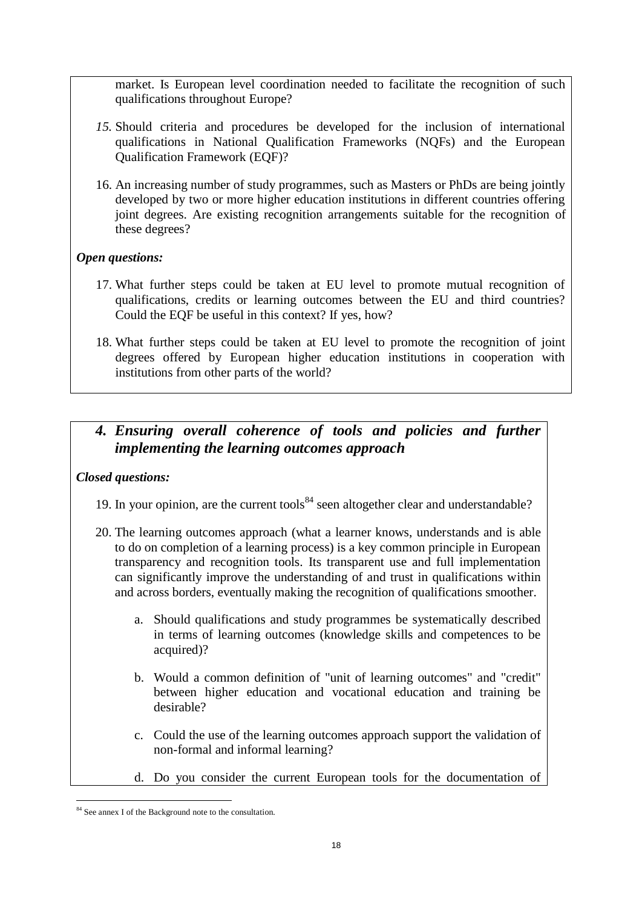market. Is European level coordination needed to facilitate the recognition of such qualifications throughout Europe?

15. Should criteria and procedures be developed for the inclusion of international qualifications in National Qualification Frameworks (NQFs) and the European Qualification Framework (EQF)?

16. An increasing number of study programmes, such as Masters or PhDs are being jointly developed by two or more higher education institutions in different countries offering joint degrees. Are existing recognition arrangements suitable for the recognition of these degrees?

***Open questions:***

17. What further steps could be taken at EU level to promote mutual recognition of qualifications, credits or learning outcomes between the EU and third countries? Could the EQF be useful in this context? If yes, how?

18. What further steps could be taken at EU level to promote the recognition of joint degrees offered by European higher education institutions in cooperation with institutions from other parts of the world?

## *4. Ensuring overall coherence of tools and policies and further implementing the learning outcomes approach*

***Closed questions:***

19. In your opinion, are the current tools[84] seen altogether clear and understandable?

20. The learning outcomes approach (what a learner knows, understands and is able to do on completion of a learning process) is a key common principle in European transparency and recognition tools. Its transparent use and full implementation can significantly improve the understanding of and trust in qualifications within and across borders, eventually making the recognition of qualifications smoother.

    a. Should qualifications and study programmes be systematically described in terms of learning outcomes (knowledge skills and competences to be acquired)?

    b. Would a common definition of "unit of learning outcomes" and "credit" between higher education and vocational education and training be desirable?

    c. Could the use of the learning outcomes approach support the validation of non-formal and informal learning?

    d. Do you consider the current European tools for the documentation of

[84] See annex I of the Background note to the consultation.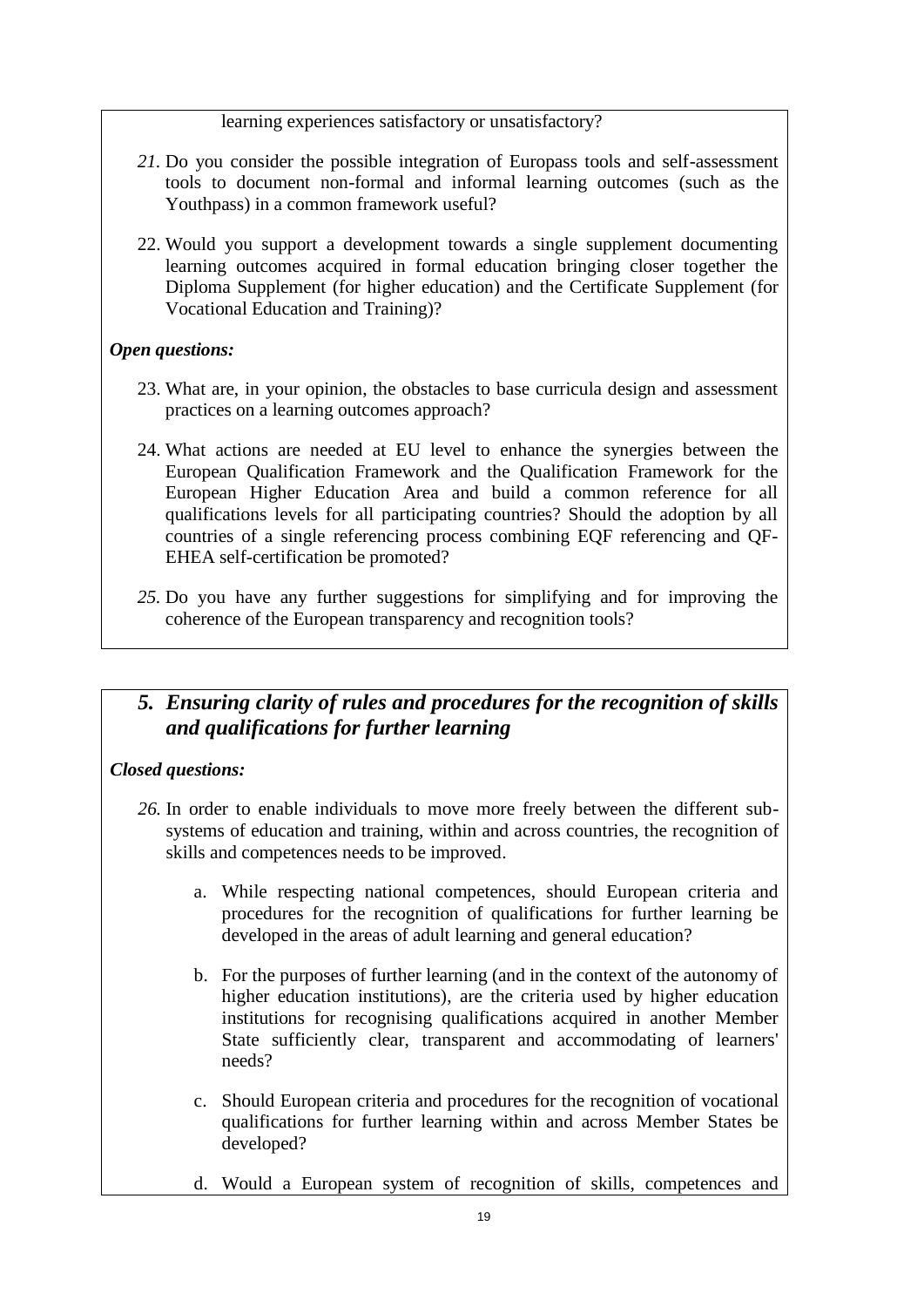learning experiences satisfactory or unsatisfactory?

21. Do you consider the possible integration of Europass tools and self-assessment tools to document non-formal and informal learning outcomes (such as the Youthpass) in a common framework useful?

22. Would you support a development towards a single supplement documenting learning outcomes acquired in formal education bringing closer together the Diploma Supplement (for higher education) and the Certificate Supplement (for Vocational Education and Training)?

***Open questions:***

23. What are, in your opinion, the obstacles to base curricula design and assessment practices on a learning outcomes approach?

24. What actions are needed at EU level to enhance the synergies between the European Qualification Framework and the Qualification Framework for the European Higher Education Area and build a common reference for all qualifications levels for all participating countries? Should the adoption by all countries of a single referencing process combining EQF referencing and QF-EHEA self-certification be promoted?

25. Do you have any further suggestions for simplifying and for improving the coherence of the European transparency and recognition tools?

## *5. Ensuring clarity of rules and procedures for the recognition of skills and qualifications for further learning*

***Closed questions:***

26. In order to enable individuals to move more freely between the different sub-systems of education and training, within and across countries, the recognition of skills and competences needs to be improved.

    a. While respecting national competences, should European criteria and procedures for the recognition of qualifications for further learning be developed in the areas of adult learning and general education?

    b. For the purposes of further learning (and in the context of the autonomy of higher education institutions), are the criteria used by higher education institutions for recognising qualifications acquired in another Member State sufficiently clear, transparent and accommodating of learners' needs?

    c. Should European criteria and procedures for the recognition of vocational qualifications for further learning within and across Member States be developed?

    d. Would a European system of recognition of skills, competences and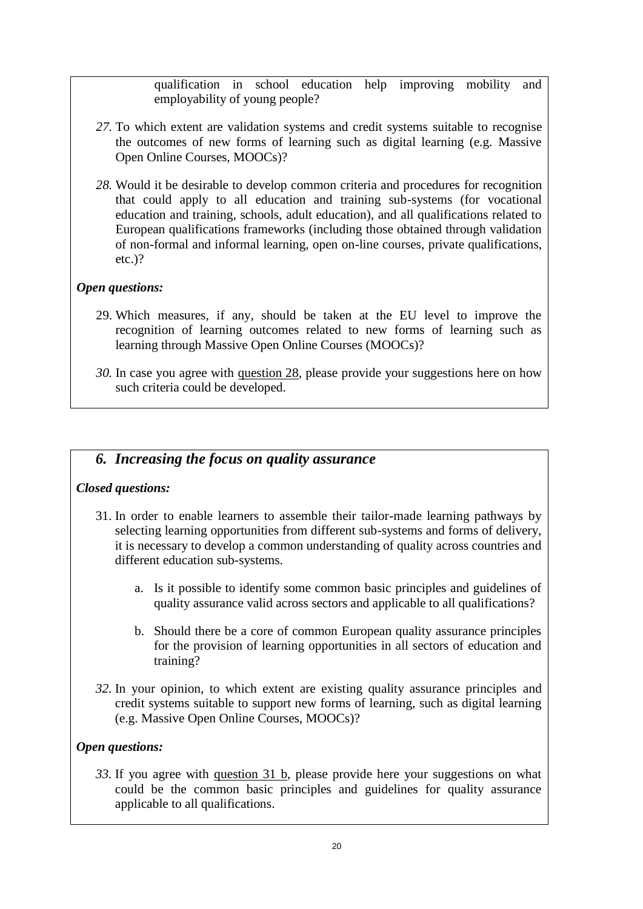qualification in school education help improving mobility and employability of young people?

27. To which extent are validation systems and credit systems suitable to recognise the outcomes of new forms of learning such as digital learning (e.g. Massive Open Online Courses, MOOCs)?

28. Would it be desirable to develop common criteria and procedures for recognition that could apply to all education and training sub-systems (for vocational education and training, schools, adult education), and all qualifications related to European qualifications frameworks (including those obtained through validation of non-formal and informal learning, open on-line courses, private qualifications, etc.)?

***Open questions:***

29. Which measures, if any, should be taken at the EU level to improve the recognition of learning outcomes related to new forms of learning such as learning through Massive Open Online Courses (MOOCs)?

30. In case you agree with question 28, please provide your suggestions here on how such criteria could be developed.

## *6. Increasing the focus on quality assurance*

***Closed questions:***

31. In order to enable learners to assemble their tailor-made learning pathways by selecting learning opportunities from different sub-systems and forms of delivery, it is necessary to develop a common understanding of quality across countries and different education sub-systems.

    a. Is it possible to identify some common basic principles and guidelines of quality assurance valid across sectors and applicable to all qualifications?

    b. Should there be a core of common European quality assurance principles for the provision of learning opportunities in all sectors of education and training?

32. In your opinion, to which extent are existing quality assurance principles and credit systems suitable to support new forms of learning, such as digital learning (e.g. Massive Open Online Courses, MOOCs)?

***Open questions:***

33. If you agree with question 31 b, please provide here your suggestions on what could be the common basic principles and guidelines for quality assurance applicable to all qualifications.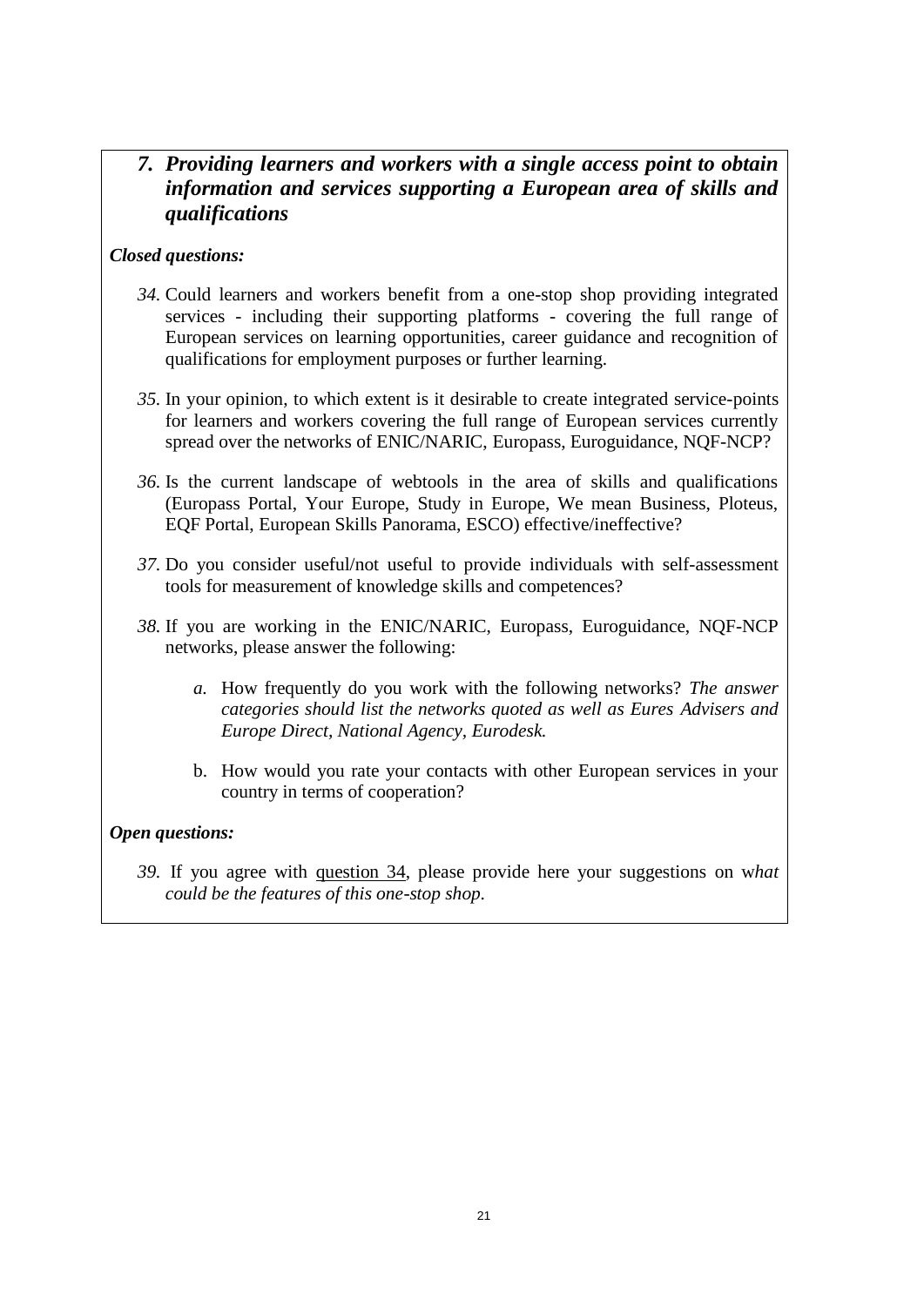## *7. Providing learners and workers with a single access point to obtain information and services supporting a European area of skills and qualifications*

***Closed questions:***

*34.* Could learners and workers benefit from a one-stop shop providing integrated services - including their supporting platforms - covering the full range of European services on learning opportunities, career guidance and recognition of qualifications for employment purposes or further learning.

*35.* In your opinion, to which extent is it desirable to create integrated service-points for learners and workers covering the full range of European services currently spread over the networks of ENIC/NARIC, Europass, Euroguidance, NQF-NCP?

*36.* Is the current landscape of webtools in the area of skills and qualifications (Europass Portal, Your Europe, Study in Europe, We mean Business, Ploteus, EQF Portal, European Skills Panorama, ESCO) effective/ineffective?

*37.* Do you consider useful/not useful to provide individuals with self-assessment tools for measurement of knowledge skills and competences?

*38.* If you are working in the ENIC/NARIC, Europass, Euroguidance, NQF-NCP networks, please answer the following:

   *a.* How frequently do you work with the following networks? *The answer categories should list the networks quoted as well as Eures Advisers and Europe Direct, National Agency, Eurodesk.*

   b. How would you rate your contacts with other European services in your country in terms of cooperation?

***Open questions:***

*39.* If you agree with question 34, please provide here your suggestions on w*hat could be the features of this one-stop shop.*